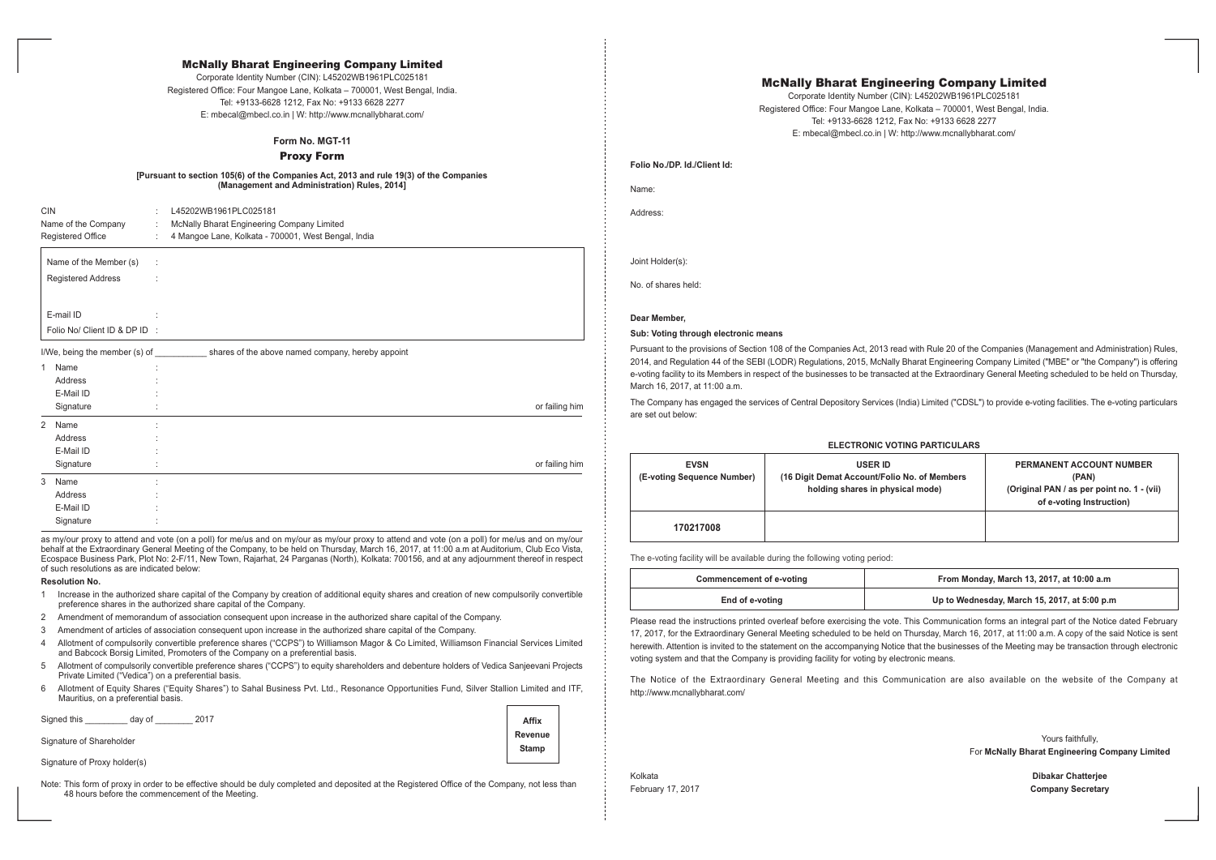# McNally Bharat Engineering Company Limited

Corporate Identity Number (CIN): L45202WB1961PLC025181
Registered Office: Four Mangoe Lane, Kolkata – 700001, West Bengal, India.
Tel: +9133-6628 1212, Fax No: +9133 6628 2277
E: mbecal@mbecl.co.in | W: http://www.mcnallybharat.com/

## Form No. MGT-11

## Proxy Form

**[Pursuant to section 105(6) of the Companies Act, 2013 and rule 19(3) of the Companies (Management and Administration) Rules, 2014]**

CIN : L45202WB1961PLC025181
Name of the Company : McNally Bharat Engineering Company Limited
Registered Office : 4 Mangoe Lane, Kolkata - 700001, West Bengal, India

Name of the Member (s) :
Registered Address :

E-mail ID :
Folio No/ Client ID & DP ID :

I/We, being the member (s) of ___________ shares of the above named company, hereby appoint

1 Name :
Address :
E-Mail ID :
Signature : or failing him

2 Name :
Address :
E-Mail ID :
Signature : or failing him

3 Name :
Address :
E-Mail ID :
Signature :

as my/our proxy to attend and vote (on a poll) for me/us and on my/our as my/our proxy to attend and vote (on a poll) for me/us and on my/our behalf at the Extraordinary General Meeting of the Company, to be held on Thursday, March 16, 2017, at 11:00 a.m at Auditorium, Club Eco Vista, Ecospace Business Park, Plot No: 2-F/11, New Town, Rajarhat, 24 Parganas (North), Kolkata: 700156, and at any adjournment thereof in respect of such resolutions as are indicated below:

**Resolution No.**

1 Increase in the authorized share capital of the Company by creation of additional equity shares and creation of new compulsorily convertible preference shares in the authorized share capital of the Company.
2 Amendment of memorandum of association consequent upon increase in the authorized share capital of the Company.
3 Amendment of articles of association consequent upon increase in the authorized share capital of the Company.
4 Allotment of compulsorily convertible preference shares ("CCPS") to Williamson Magor & Co Limited, Williamson Financial Services Limited and Babcock Borsig Limited, Promoters of the Company on a preferential basis.
5 Allotment of compulsorily convertible preference shares ("CCPS") to equity shareholders and debenture holders of Vedica Sanjeevani Projects Private Limited ("Vedica") on a preferential basis.
6 Allotment of Equity Shares ("Equity Shares") to Sahal Business Pvt. Ltd., Resonance Opportunities Fund, Silver Stallion Limited and ITF, Mauritius, on a preferential basis.

Signed this _________ day of ________ 2017

Signature of Shareholder

Signature of Proxy holder(s)

**Affix Revenue Stamp**

Note: This form of proxy in order to be effective should be duly completed and deposited at the Registered Office of the Company, not less than 48 hours before the commencement of the Meeting.

---

# McNally Bharat Engineering Company Limited

Corporate Identity Number (CIN): L45202WB1961PLC025181
Registered Office: Four Mangoe Lane, Kolkata – 700001, West Bengal, India.
Tel: +9133-6628 1212, Fax No: +9133 6628 2277
E: mbecal@mbecl.co.in | W: http://www.mcnallybharat.com/

**Folio No./DP. Id./Client Id:**

Name:

Address:

Joint Holder(s):

No. of shares held:

**Dear Member,**

**Sub: Voting through electronic means**

Pursuant to the provisions of Section 108 of the Companies Act, 2013 read with Rule 20 of the Companies (Management and Administration) Rules, 2014, and Regulation 44 of the SEBI (LODR) Regulations, 2015, McNally Bharat Engineering Company Limited ("MBE" or "the Company") is offering e-voting facility to its Members in respect of the businesses to be transacted at the Extraordinary General Meeting scheduled to be held on Thursday, March 16, 2017, at 11:00 a.m.

The Company has engaged the services of Central Depository Services (India) Limited ("CDSL") to provide e-voting facilities. The e-voting particulars are set out below:

**ELECTRONIC VOTING PARTICULARS**

| EVSN (E-voting Sequence Number) | USER ID (16 Digit Demat Account/Folio No. of Members holding shares in physical mode) | PERMANENT ACCOUNT NUMBER (PAN) (Original PAN / as per point no. 1 - (vii) of e-voting Instruction) |
|---|---|---|
| 170217008 | | |

The e-voting facility will be available during the following voting period:

| Commencement of e-voting | From Monday, March 13, 2017, at 10:00 a.m |
|---|---|
| End of e-voting | Up to Wednesday, March 15, 2017, at 5:00 p.m |

Please read the instructions printed overleaf before exercising the vote. This Communication forms an integral part of the Notice dated February 17, 2017, for the Extraordinary General Meeting scheduled to be held on Thursday, March 16, 2017, at 11:00 a.m. A copy of the said Notice is sent herewith. Attention is invited to the statement on the accompanying Notice that the businesses of the Meeting may be transaction through electronic voting system and that the Company is providing facility for voting by electronic means.

The Notice of the Extraordinary General Meeting and this Communication are also available on the website of the Company at http://www.mcnallybharat.com/

Yours faithfully,
For **McNally Bharat Engineering Company Limited**

Kolkata
February 17, 2017

**Dibakar Chatterjee**
**Company Secretary**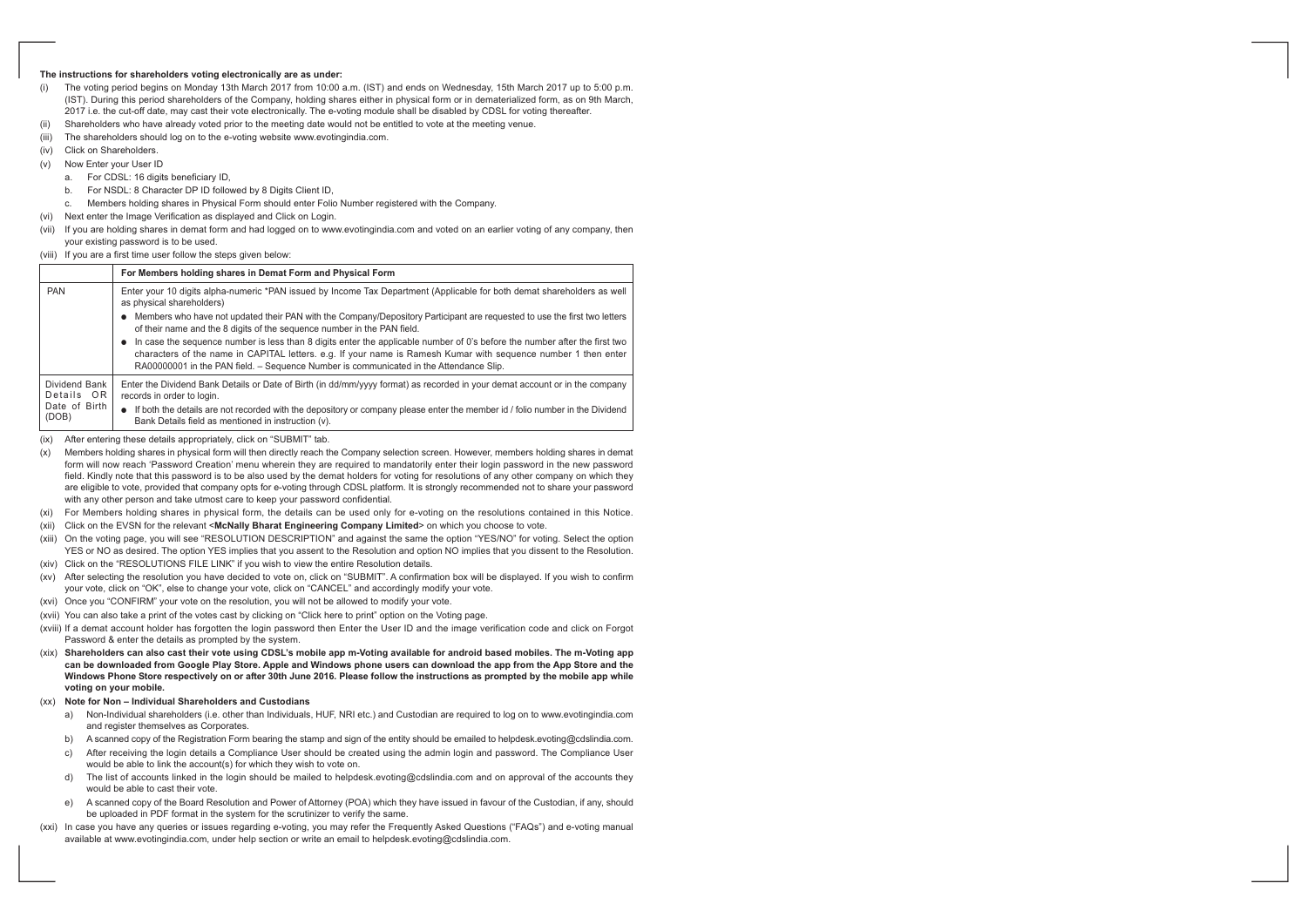**The instructions for shareholders voting electronically are as under:**

(i) The voting period begins on Monday 13th March 2017 from 10:00 a.m. (IST) and ends on Wednesday, 15th March 2017 up to 5:00 p.m. (IST). During this period shareholders of the Company, holding shares either in physical form or in dematerialized form, as on 9th March, 2017 i.e. the cut-off date, may cast their vote electronically. The e-voting module shall be disabled by CDSL for voting thereafter.

(ii) Shareholders who have already voted prior to the meeting date would not be entitled to vote at the meeting venue.

(iii) The shareholders should log on to the e-voting website www.evotingindia.com.

(iv) Click on Shareholders.

(v) Now Enter your User ID

  a. For CDSL: 16 digits beneficiary ID,

  b. For NSDL: 8 Character DP ID followed by 8 Digits Client ID,

  c. Members holding shares in Physical Form should enter Folio Number registered with the Company.

(vi) Next enter the Image Verification as displayed and Click on Login.

(vii) If you are holding shares in demat form and had logged on to www.evotingindia.com and voted on an earlier voting of any company, then your existing password is to be used.

(viii) If you are a first time user follow the steps given below:

| | For Members holding shares in Demat Form and Physical Form |
|---|---|
| PAN | Enter your 10 digits alpha-numeric *PAN issued by Income Tax Department (Applicable for both demat shareholders as well as physical shareholders)<br>● Members who have not updated their PAN with the Company/Depository Participant are requested to use the first two letters of their name and the 8 digits of the sequence number in the PAN field.<br>● In case the sequence number is less than 8 digits enter the applicable number of 0's before the number after the first two characters of the name in CAPITAL letters. e.g. If your name is Ramesh Kumar with sequence number 1 then enter RA00000001 in the PAN field. – Sequence Number is communicated in the Attendance Slip. |
| Dividend Bank Details OR Date of Birth (DOB) | Enter the Dividend Bank Details or Date of Birth (in dd/mm/yyyy format) as recorded in your demat account or in the company records in order to login.<br>● If both the details are not recorded with the depository or company please enter the member id / folio number in the Dividend Bank Details field as mentioned in instruction (v). |

(ix) After entering these details appropriately, click on "SUBMIT" tab.

(x) Members holding shares in physical form will then directly reach the Company selection screen. However, members holding shares in demat form will now reach 'Password Creation' menu wherein they are required to mandatorily enter their login password in the new password field. Kindly note that this password is to be also used by the demat holders for voting for resolutions of any other company on which they are eligible to vote, provided that company opts for e-voting through CDSL platform. It is strongly recommended not to share your password with any other person and take utmost care to keep your password confidential.

(xi) For Members holding shares in physical form, the details can be used only for e-voting on the resolutions contained in this Notice.

(xii) Click on the EVSN for the relevant <**McNally Bharat Engineering Company Limited**> on which you choose to vote.

(xiii) On the voting page, you will see "RESOLUTION DESCRIPTION" and against the same the option "YES/NO" for voting. Select the option YES or NO as desired. The option YES implies that you assent to the Resolution and option NO implies that you dissent to the Resolution.

(xiv) Click on the "RESOLUTIONS FILE LINK" if you wish to view the entire Resolution details.

(xv) After selecting the resolution you have decided to vote on, click on "SUBMIT". A confirmation box will be displayed. If you wish to confirm your vote, click on "OK", else to change your vote, click on "CANCEL" and accordingly modify your vote.

(xvi) Once you "CONFIRM" your vote on the resolution, you will not be allowed to modify your vote.

(xvii) You can also take a print of the votes cast by clicking on "Click here to print" option on the Voting page.

(xviii) If a demat account holder has forgotten the login password then Enter the User ID and the image verification code and click on Forgot Password & enter the details as prompted by the system.

(xix) **Shareholders can also cast their vote using CDSL's mobile app m-Voting available for android based mobiles. The m-Voting app can be downloaded from Google Play Store. Apple and Windows phone users can download the app from the App Store and the Windows Phone Store respectively on or after 30th June 2016. Please follow the instructions as prompted by the mobile app while voting on your mobile.**

(xx) **Note for Non – Individual Shareholders and Custodians**

  a) Non-Individual shareholders (i.e. other than Individuals, HUF, NRI etc.) and Custodian are required to log on to www.evotingindia.com and register themselves as Corporates.

  b) A scanned copy of the Registration Form bearing the stamp and sign of the entity should be emailed to helpdesk.evoting@cdslindia.com.

  c) After receiving the login details a Compliance User should be created using the admin login and password. The Compliance User would be able to link the account(s) for which they wish to vote on.

  d) The list of accounts linked in the login should be mailed to helpdesk.evoting@cdslindia.com and on approval of the accounts they would be able to cast their vote.

  e) A scanned copy of the Board Resolution and Power of Attorney (POA) which they have issued in favour of the Custodian, if any, should be uploaded in PDF format in the system for the scrutinizer to verify the same.

(xxi) In case you have any queries or issues regarding e-voting, you may refer the Frequently Asked Questions ("FAQs") and e-voting manual available at www.evotingindia.com, under help section or write an email to helpdesk.evoting@cdslindia.com.